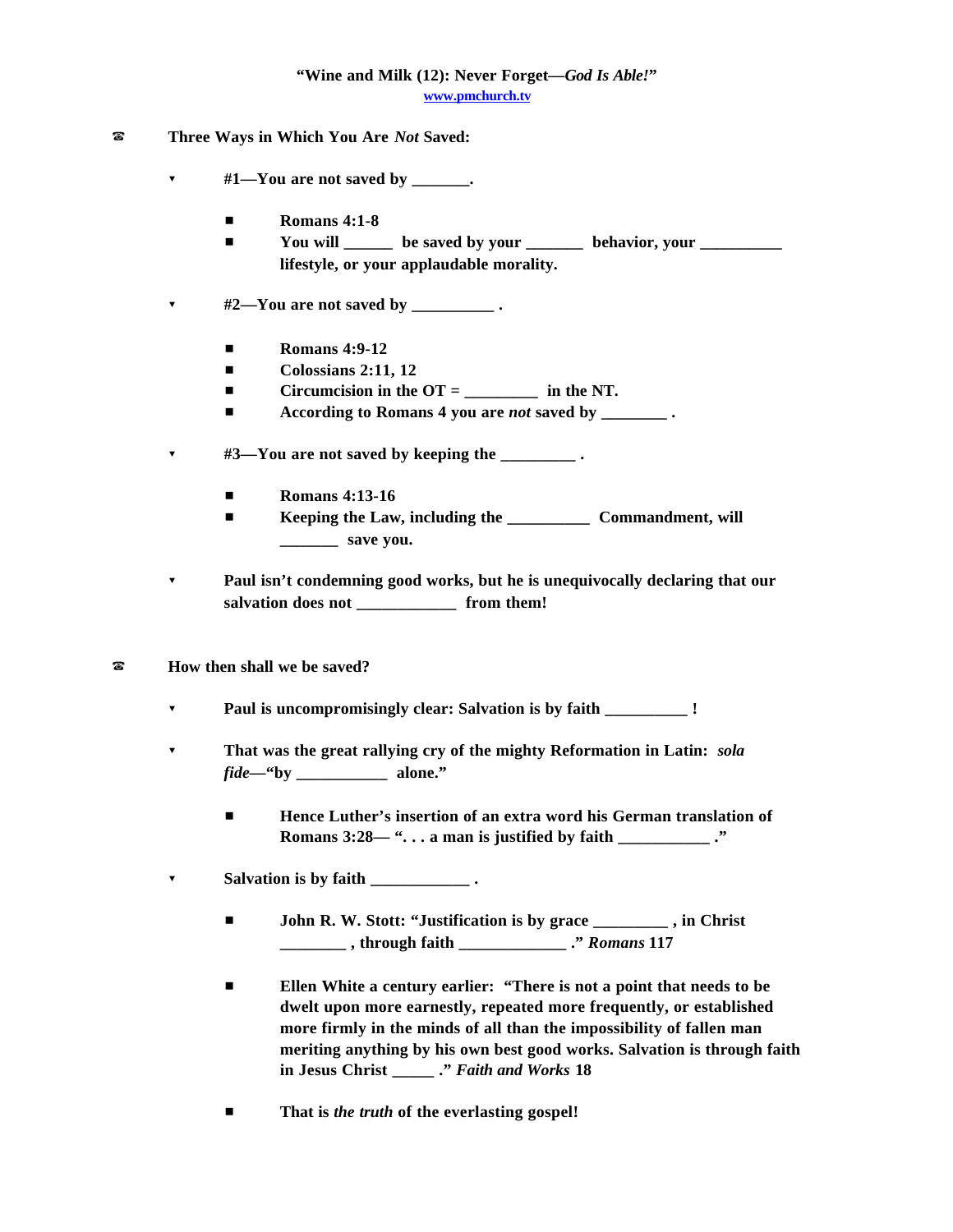**"Wine and Milk (12): Never Forget—*God Is Able!*"**

www.pmchurch.tv

- **Three Ways in Which You Are *Not* Saved:**

  - **#1—You are not saved by _______.**

    - **Romans 4:1-8**
    - **You will ______ be saved by your _______ behavior, your __________ lifestyle, or your applaudable morality.**

  - **#2—You are not saved by __________ .**

    - **Romans 4:9-12**
    - **Colossians 2:11, 12**
    - **Circumcision in the OT = _________ in the NT.**
    - **According to Romans 4 you are *not* saved by ________ .**

  - **#3—You are not saved by keeping the _________ .**

    - **Romans 4:13-16**
    - **Keeping the Law, including the __________ Commandment, will _______ save you.**

  - **Paul isn't condemning good works, but he is unequivocally declaring that our salvation does not ____________ from them!**

- **How then shall we be saved?**

  - **Paul is uncompromisingly clear: Salvation is by faith __________ !**

  - **That was the great rallying cry of the mighty Reformation in Latin: *sola fide*—"by ___________ alone."**

    - **Hence Luther's insertion of an extra word his German translation of Romans 3:28— ". . . a man is justified by faith ___________ ."**

  - **Salvation is by faith ____________ .**

    - **John R. W. Stott: "Justification is by grace _________ , in Christ ________ , through faith _____________ ." *Romans* 117**

    - **Ellen White a century earlier: "There is not a point that needs to be dwelt upon more earnestly, repeated more frequently, or established more firmly in the minds of all than the impossibility of fallen man meriting anything by his own best good works. Salvation is through faith in Jesus Christ _____ ." *Faith and Works* 18**

    - **That is *the truth* of the everlasting gospel!**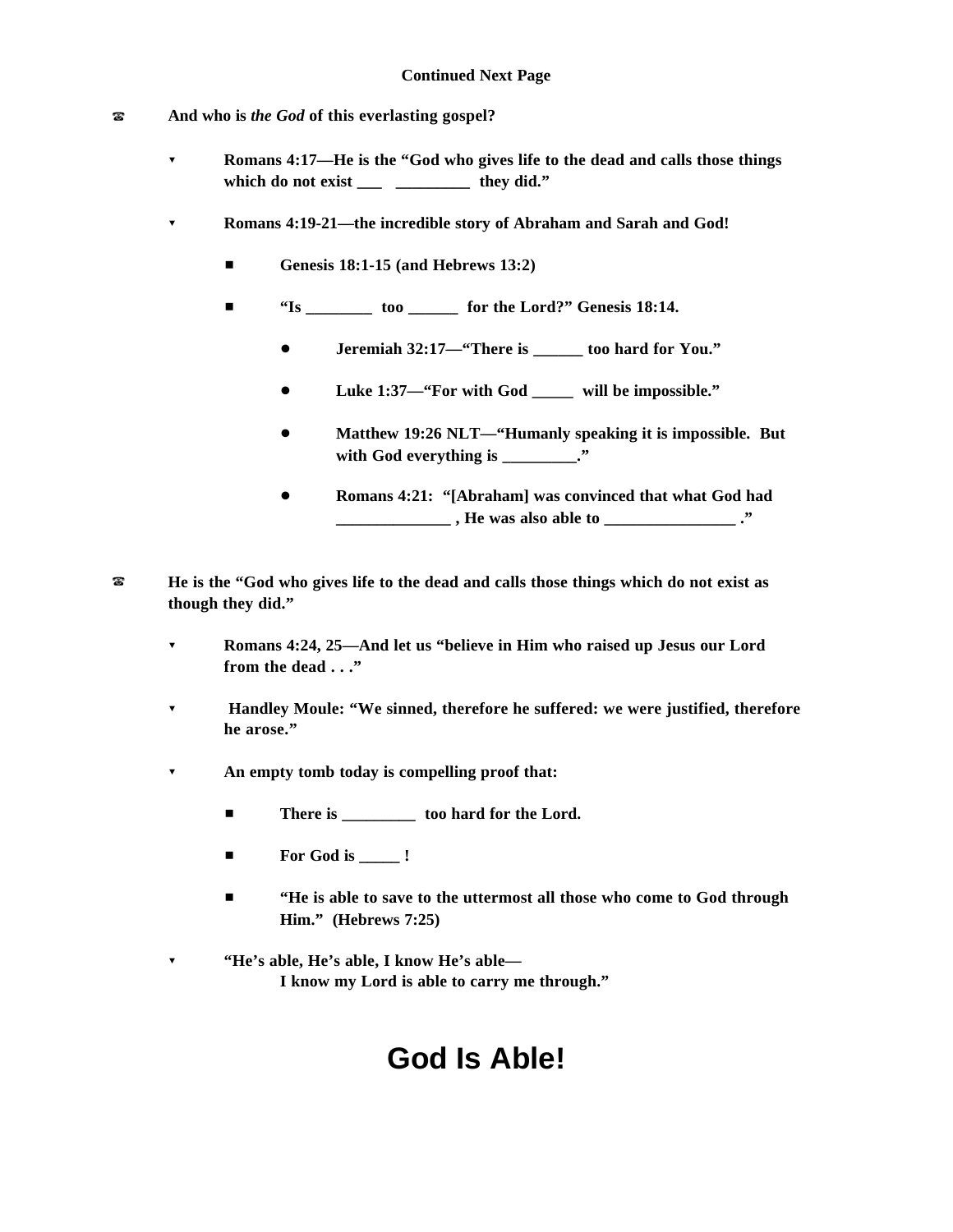**Continued Next Page**

- **And who is *the God* of this everlasting gospel?**
  - **Romans 4:17—He is the "God who gives life to the dead and calls those things which do not exist ___ _________ they did."**
  - **Romans 4:19-21—the incredible story of Abraham and Sarah and God!**
    - **Genesis 18:1-15 (and Hebrews 13:2)**
    - **"Is ________ too ______ for the Lord?" Genesis 18:14.**
      - **Jeremiah 32:17—"There is ______ too hard for You."**
      - **Luke 1:37—"For with God _____ will be impossible."**
      - **Matthew 19:26 NLT—"Humanly speaking it is impossible. But with God everything is _________."**
      - **Romans 4:21: "[Abraham] was convinced that what God had ______________ , He was also able to ________________ ."**

- **He is the "God who gives life to the dead and calls those things which do not exist as though they did."**
  - **Romans 4:24, 25—And let us "believe in Him who raised up Jesus our Lord from the dead . . ."**
  - **Handley Moule: "We sinned, therefore he suffered: we were justified, therefore he arose."**
  - **An empty tomb today is compelling proof that:**
    - **There is _________ too hard for the Lord.**
    - **For God is _____ !**
    - **"He is able to save to the uttermost all those who come to God through Him." (Hebrews 7:25)**
  - **"He's able, He's able, I know He's able—**
    **I know my Lord is able to carry me through."**

# God Is Able!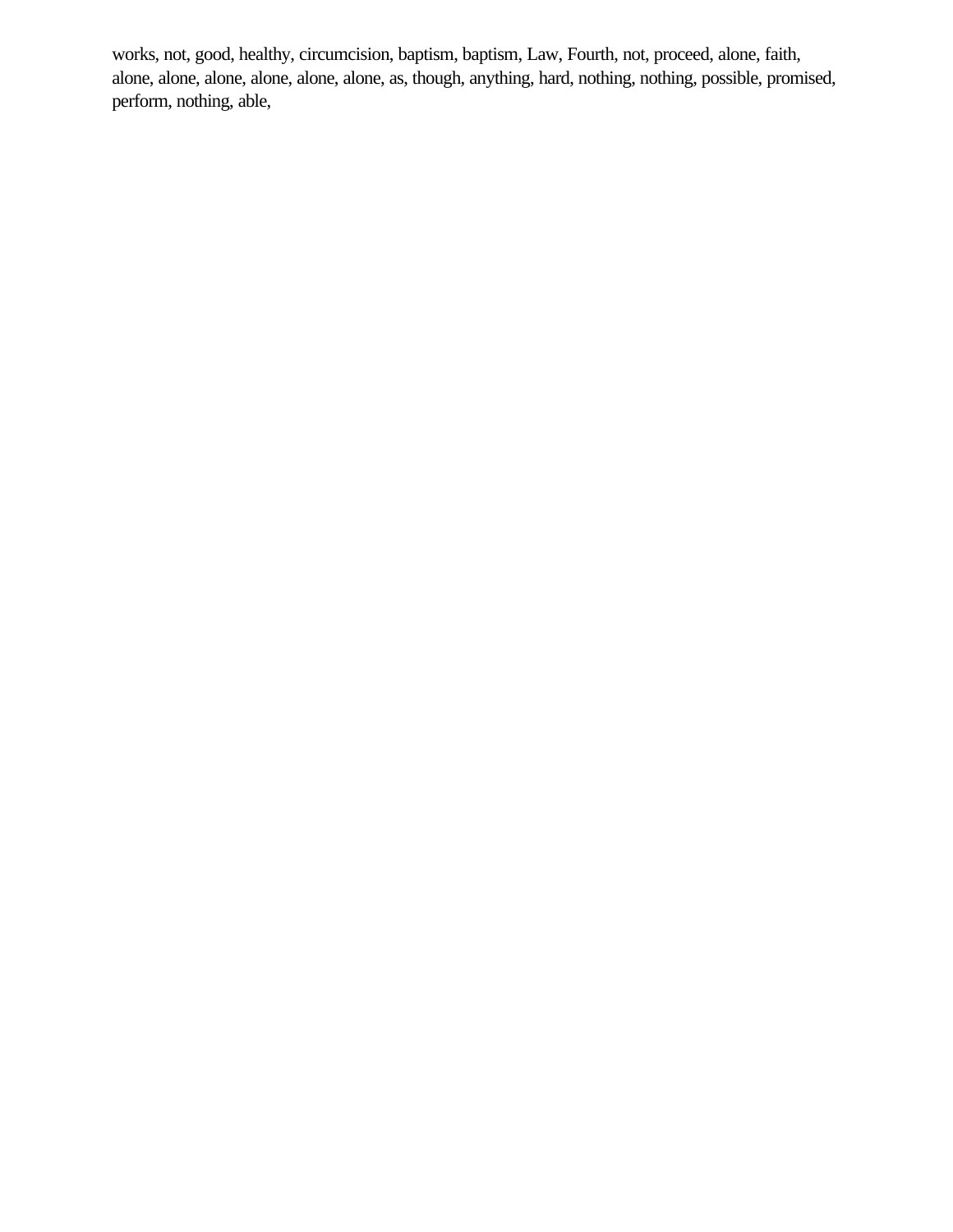works, not, good, healthy, circumcision, baptism, baptism, Law, Fourth, not, proceed, alone, faith, alone, alone, alone, alone, alone, alone, as, though, anything, hard, nothing, nothing, possible, promised, perform, nothing, able,